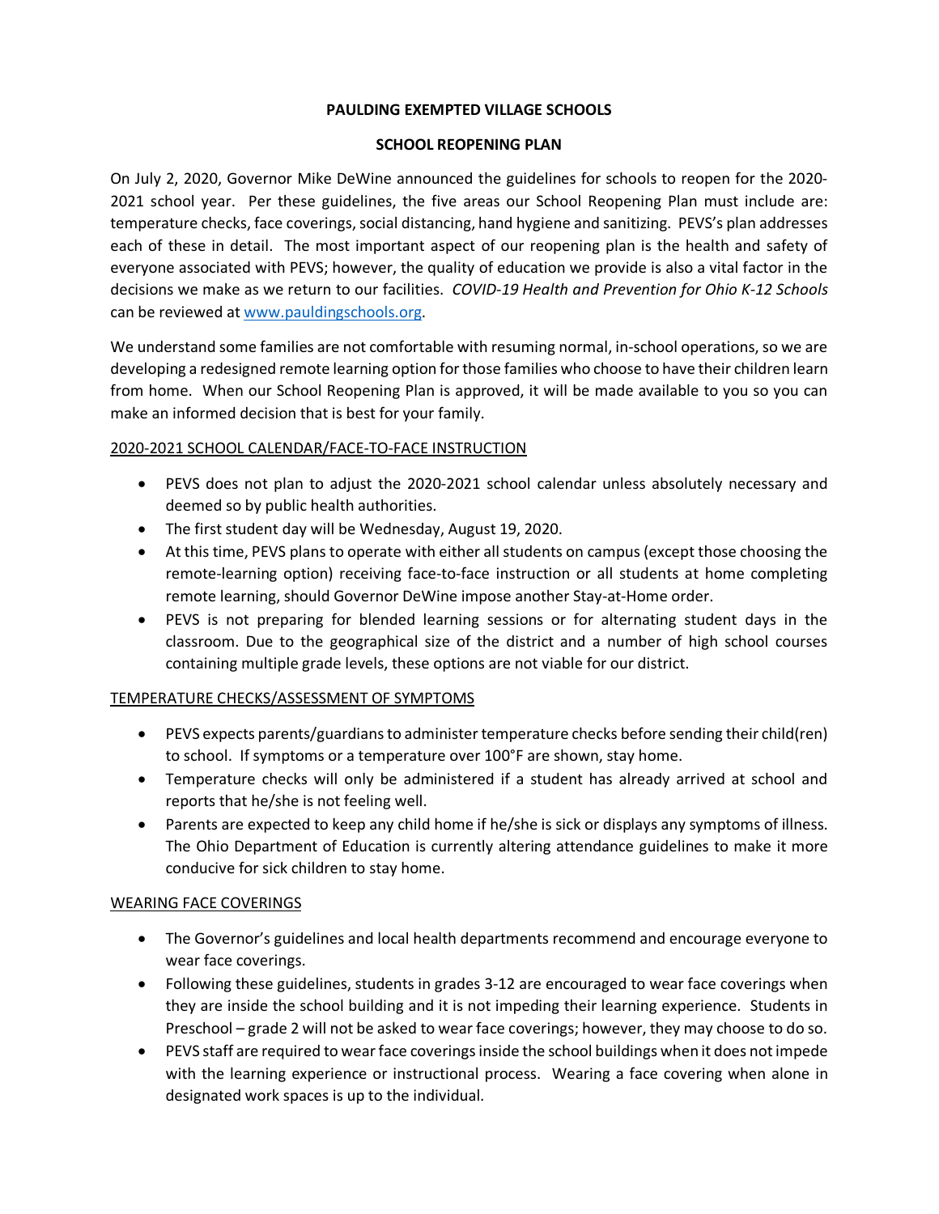**PAULDING EXEMPTED VILLAGE SCHOOLS**

**SCHOOL REOPENING PLAN**

On July 2, 2020, Governor Mike DeWine announced the guidelines for schools to reopen for the 2020-2021 school year. Per these guidelines, the five areas our School Reopening Plan must include are: temperature checks, face coverings, social distancing, hand hygiene and sanitizing. PEVS's plan addresses each of these in detail. The most important aspect of our reopening plan is the health and safety of everyone associated with PEVS; however, the quality of education we provide is also a vital factor in the decisions we make as we return to our facilities. *COVID-19 Health and Prevention for Ohio K-12 Schools* can be reviewed at [www.pauldingschools.org](http://www.pauldingschools.org).

We understand some families are not comfortable with resuming normal, in-school operations, so we are developing a redesigned remote learning option for those families who choose to have their children learn from home. When our School Reopening Plan is approved, it will be made available to you so you can make an informed decision that is best for your family.

<u>2020-2021 SCHOOL CALENDAR/FACE-TO-FACE INSTRUCTION</u>

- PEVS does not plan to adjust the 2020-2021 school calendar unless absolutely necessary and deemed so by public health authorities.
- The first student day will be Wednesday, August 19, 2020.
- At this time, PEVS plans to operate with either all students on campus (except those choosing the remote-learning option) receiving face-to-face instruction or all students at home completing remote learning, should Governor DeWine impose another Stay-at-Home order.
- PEVS is not preparing for blended learning sessions or for alternating student days in the classroom. Due to the geographical size of the district and a number of high school courses containing multiple grade levels, these options are not viable for our district.

<u>TEMPERATURE CHECKS/ASSESSMENT OF SYMPTOMS</u>

- PEVS expects parents/guardians to administer temperature checks before sending their child(ren) to school. If symptoms or a temperature over 100°F are shown, stay home.
- Temperature checks will only be administered if a student has already arrived at school and reports that he/she is not feeling well.
- Parents are expected to keep any child home if he/she is sick or displays any symptoms of illness. The Ohio Department of Education is currently altering attendance guidelines to make it more conducive for sick children to stay home.

<u>WEARING FACE COVERINGS</u>

- The Governor's guidelines and local health departments recommend and encourage everyone to wear face coverings.
- Following these guidelines, students in grades 3-12 are encouraged to wear face coverings when they are inside the school building and it is not impeding their learning experience. Students in Preschool – grade 2 will not be asked to wear face coverings; however, they may choose to do so.
- PEVS staff are required to wear face coverings inside the school buildings when it does not impede with the learning experience or instructional process. Wearing a face covering when alone in designated work spaces is up to the individual.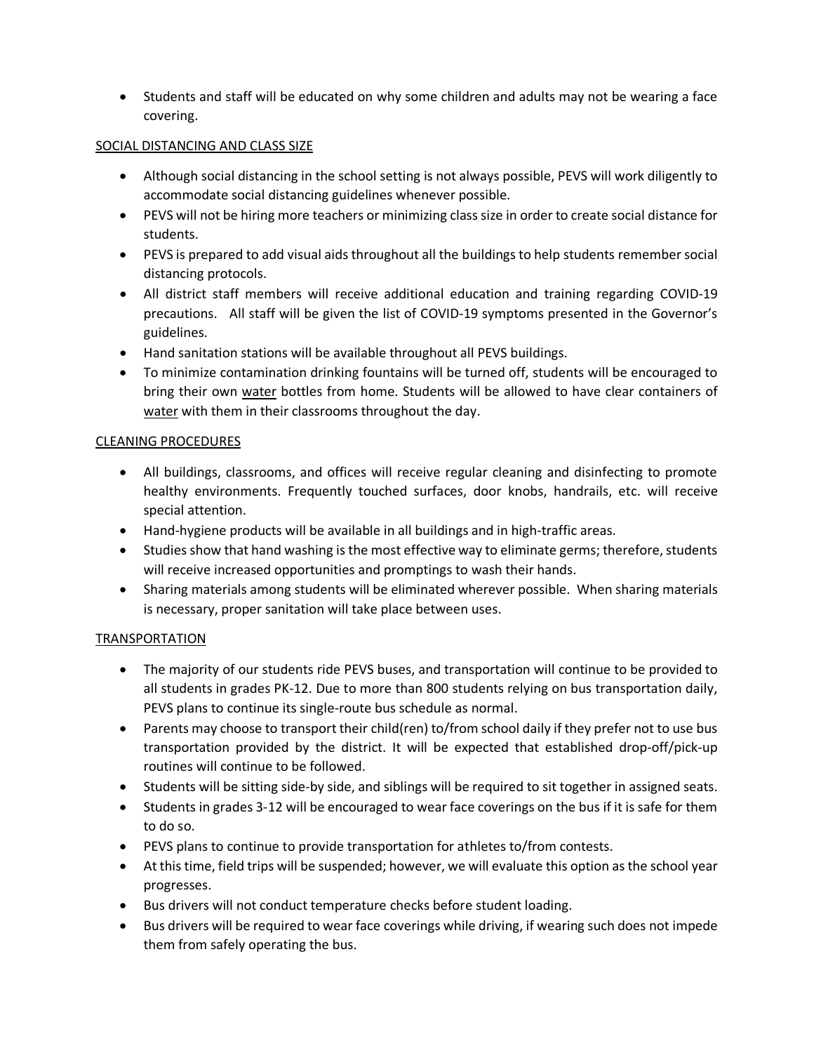- Students and staff will be educated on why some children and adults may not be wearing a face covering.

## SOCIAL DISTANCING AND CLASS SIZE

- Although social distancing in the school setting is not always possible, PEVS will work diligently to accommodate social distancing guidelines whenever possible.
- PEVS will not be hiring more teachers or minimizing class size in order to create social distance for students.
- PEVS is prepared to add visual aids throughout all the buildings to help students remember social distancing protocols.
- All district staff members will receive additional education and training regarding COVID-19 precautions. All staff will be given the list of COVID-19 symptoms presented in the Governor's guidelines.
- Hand sanitation stations will be available throughout all PEVS buildings.
- To minimize contamination drinking fountains will be turned off, students will be encouraged to bring their own water bottles from home. Students will be allowed to have clear containers of water with them in their classrooms throughout the day.

## CLEANING PROCEDURES

- All buildings, classrooms, and offices will receive regular cleaning and disinfecting to promote healthy environments. Frequently touched surfaces, door knobs, handrails, etc. will receive special attention.
- Hand-hygiene products will be available in all buildings and in high-traffic areas.
- Studies show that hand washing is the most effective way to eliminate germs; therefore, students will receive increased opportunities and promptings to wash their hands.
- Sharing materials among students will be eliminated wherever possible. When sharing materials is necessary, proper sanitation will take place between uses.

## TRANSPORTATION

- The majority of our students ride PEVS buses, and transportation will continue to be provided to all students in grades PK-12. Due to more than 800 students relying on bus transportation daily, PEVS plans to continue its single-route bus schedule as normal.
- Parents may choose to transport their child(ren) to/from school daily if they prefer not to use bus transportation provided by the district. It will be expected that established drop-off/pick-up routines will continue to be followed.
- Students will be sitting side-by side, and siblings will be required to sit together in assigned seats.
- Students in grades 3-12 will be encouraged to wear face coverings on the bus if it is safe for them to do so.
- PEVS plans to continue to provide transportation for athletes to/from contests.
- At this time, field trips will be suspended; however, we will evaluate this option as the school year progresses.
- Bus drivers will not conduct temperature checks before student loading.
- Bus drivers will be required to wear face coverings while driving, if wearing such does not impede them from safely operating the bus.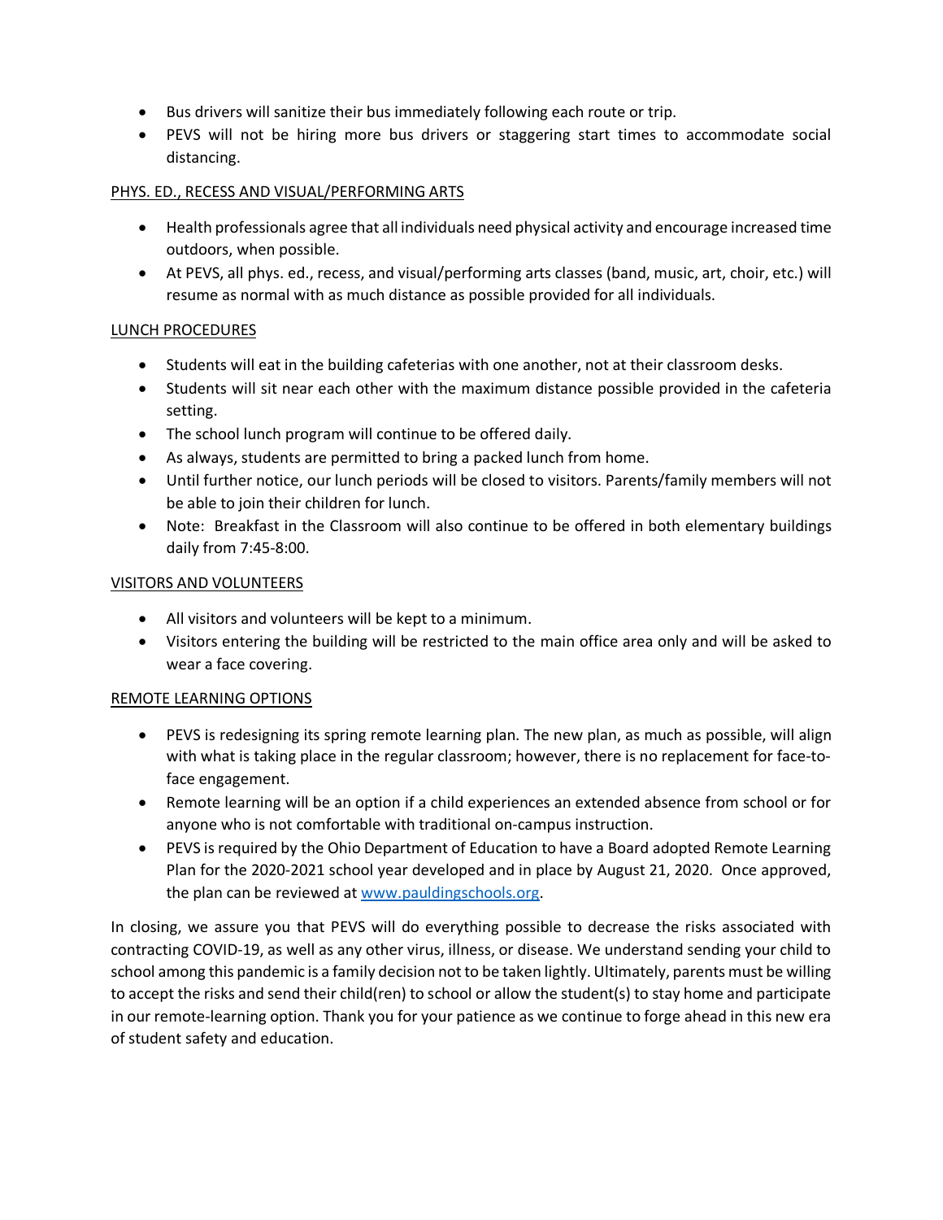- Bus drivers will sanitize their bus immediately following each route or trip.
- PEVS will not be hiring more bus drivers or staggering start times to accommodate social distancing.

PHYS. ED., RECESS AND VISUAL/PERFORMING ARTS

- Health professionals agree that all individuals need physical activity and encourage increased time outdoors, when possible.
- At PEVS, all phys. ed., recess, and visual/performing arts classes (band, music, art, choir, etc.) will resume as normal with as much distance as possible provided for all individuals.

LUNCH PROCEDURES

- Students will eat in the building cafeterias with one another, not at their classroom desks.
- Students will sit near each other with the maximum distance possible provided in the cafeteria setting.
- The school lunch program will continue to be offered daily.
- As always, students are permitted to bring a packed lunch from home.
- Until further notice, our lunch periods will be closed to visitors. Parents/family members will not be able to join their children for lunch.
- Note: Breakfast in the Classroom will also continue to be offered in both elementary buildings daily from 7:45-8:00.

VISITORS AND VOLUNTEERS

- All visitors and volunteers will be kept to a minimum.
- Visitors entering the building will be restricted to the main office area only and will be asked to wear a face covering.

REMOTE LEARNING OPTIONS

- PEVS is redesigning its spring remote learning plan. The new plan, as much as possible, will align with what is taking place in the regular classroom; however, there is no replacement for face-to-face engagement.
- Remote learning will be an option if a child experiences an extended absence from school or for anyone who is not comfortable with traditional on-campus instruction.
- PEVS is required by the Ohio Department of Education to have a Board adopted Remote Learning Plan for the 2020-2021 school year developed and in place by August 21, 2020. Once approved, the plan can be reviewed at [www.pauldingschools.org](http://www.pauldingschools.org).

In closing, we assure you that PEVS will do everything possible to decrease the risks associated with contracting COVID-19, as well as any other virus, illness, or disease. We understand sending your child to school among this pandemic is a family decision not to be taken lightly. Ultimately, parents must be willing to accept the risks and send their child(ren) to school or allow the student(s) to stay home and participate in our remote-learning option. Thank you for your patience as we continue to forge ahead in this new era of student safety and education.